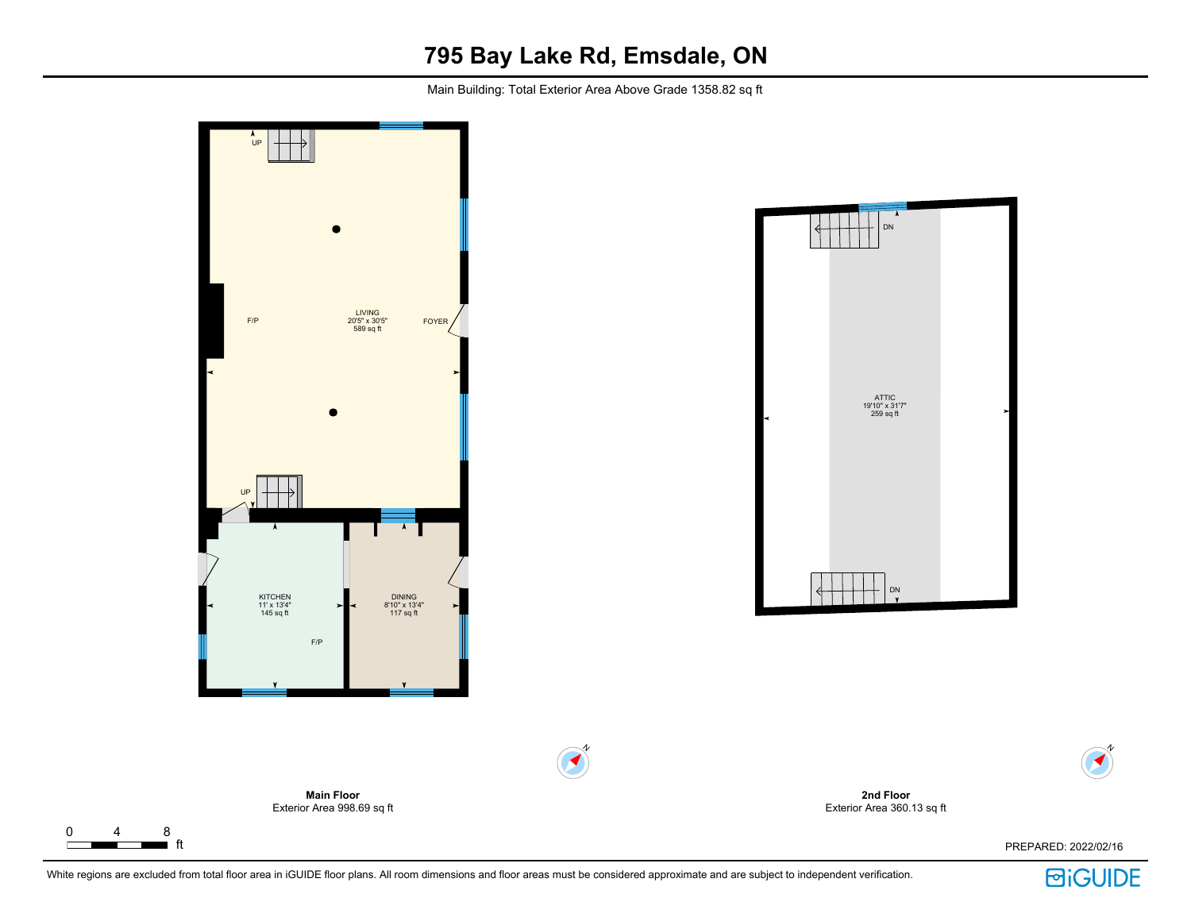# 795 Bay Lake Rd, Emsdale, ON

Main Building: Total Exterior Area Above Grade 1358.82 sq ft

UP

F/P

LIVING
20'5" x 30'5"
589 sq ft

FOYER

UP

KITCHEN
11' x 13'4"
145 sq ft

F/P

DINING
8'10" x 13'4"
117 sq ft

DN

ATTIC
19'10" x 31'7"
259 sq ft

DN

**Main Floor**
Exterior Area 998.69 sq ft

**2nd Floor**
Exterior Area 360.13 sq ft

0 4 8 ft

PREPARED: 2022/02/16

White regions are excluded from total floor area in iGUIDE floor plans. All room dimensions and floor areas must be considered approximate and are subject to independent verification.

iGUIDE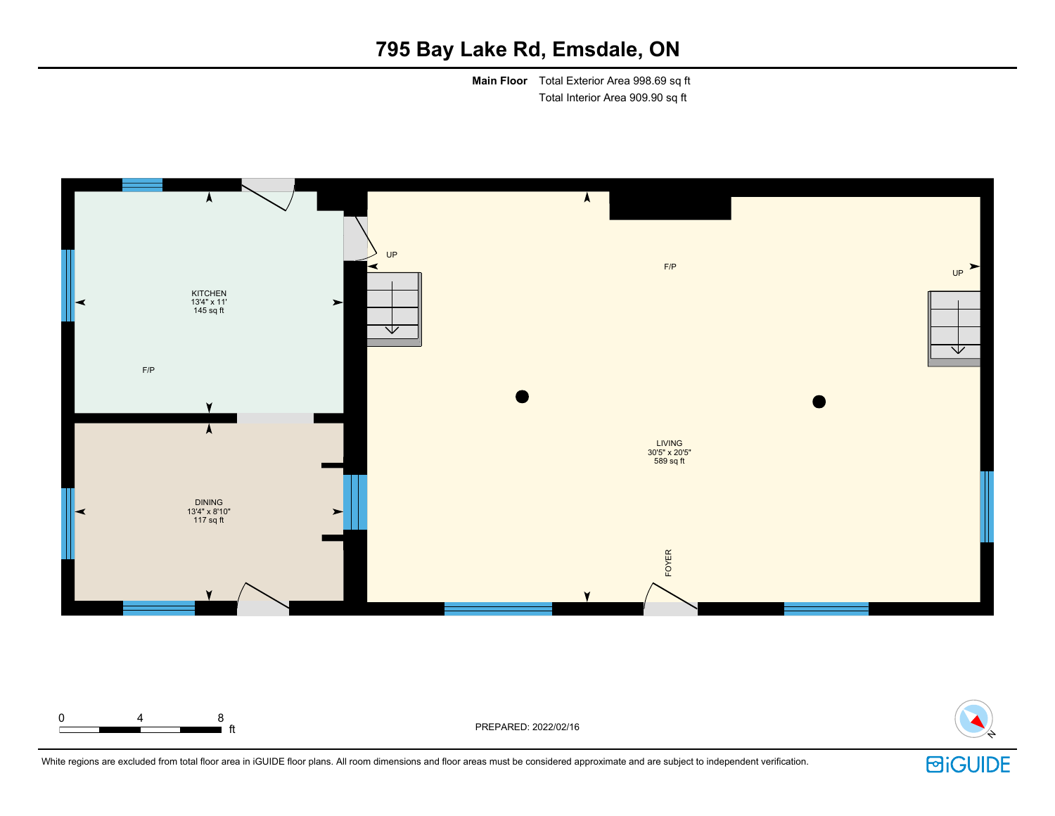# 795 Bay Lake Rd, Emsdale, ON

**Main Floor** Total Exterior Area 998.69 sq ft
Total Interior Area 909.90 sq ft

KITCHEN
13'4" x 11'
145 sq ft

F/P

UP

F/P

UP

DINING
13'4" x 8'10"
117 sq ft

LIVING
30'5" x 20'5"
589 sq ft

FOYER

0 4 8 ft

PREPARED: 2022/02/16

N

White regions are excluded from total floor area in iGUIDE floor plans. All room dimensions and floor areas must be considered approximate and are subject to independent verification.

iGUIDE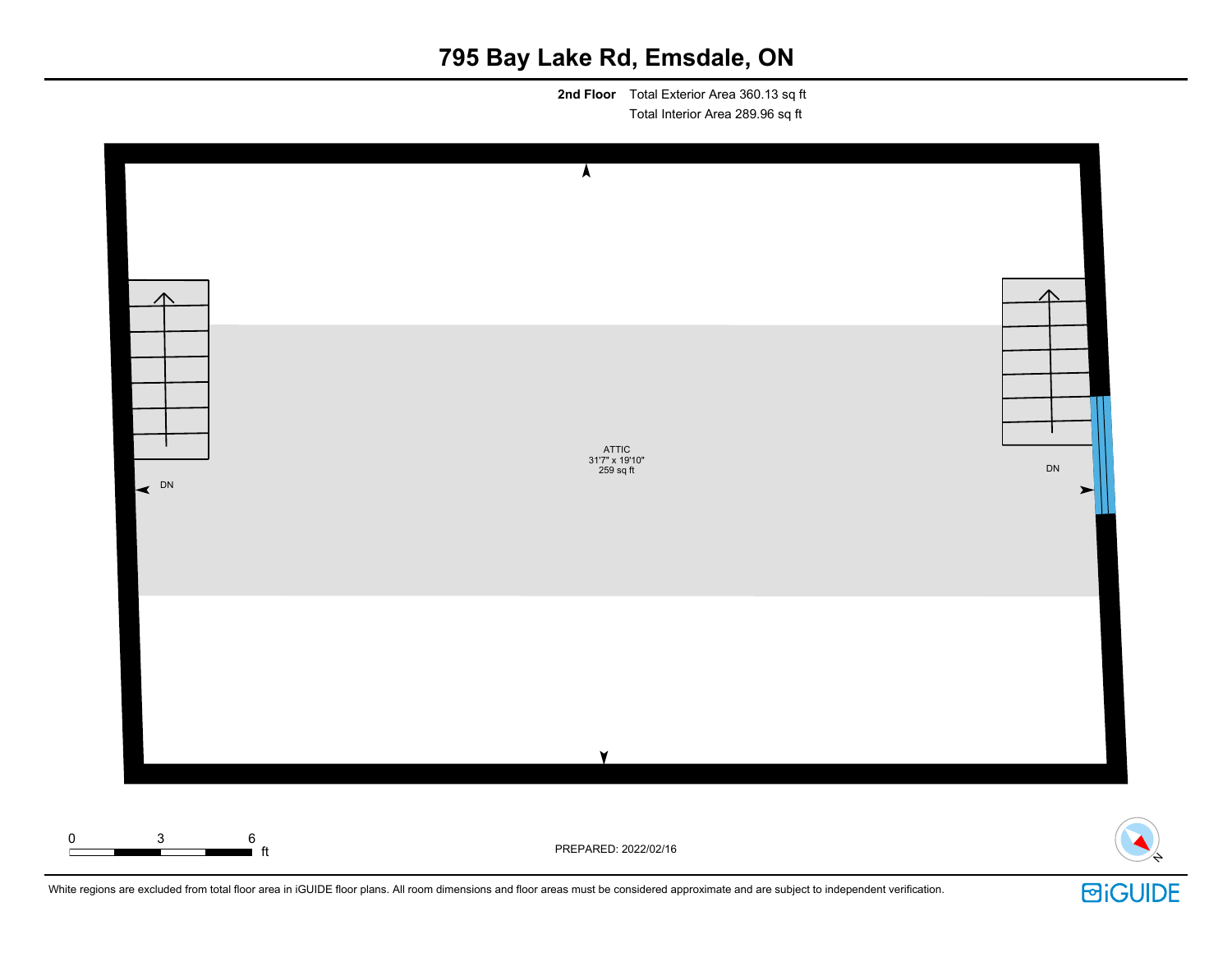# 795 Bay Lake Rd, Emsdale, ON

**2nd Floor** Total Exterior Area 360.13 sq ft
Total Interior Area 289.96 sq ft

ATTIC
31'7" x 19'10"
259 sq ft

DN

DN

0 3 6 ft

PREPARED: 2022/02/16

White regions are excluded from total floor area in iGUIDE floor plans. All room dimensions and floor areas must be considered approximate and are subject to independent verification.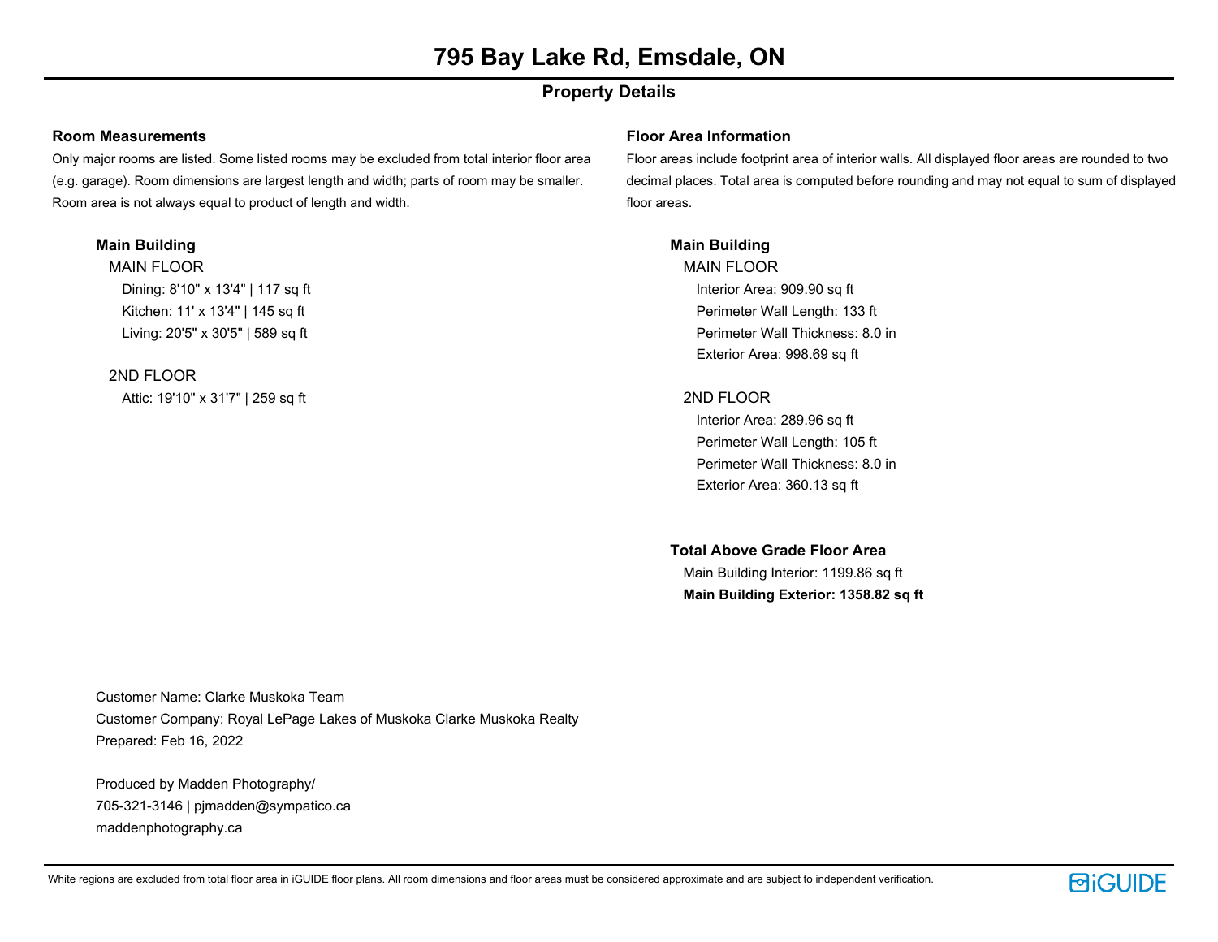# 795 Bay Lake Rd, Emsdale, ON

## Property Details

### Room Measurements

Only major rooms are listed. Some listed rooms may be excluded from total interior floor area (e.g. garage). Room dimensions are largest length and width; parts of room may be smaller. Room area is not always equal to product of length and width.

**Main Building**

MAIN FLOOR

- Dining: 8'10" x 13'4" | 117 sq ft
- Kitchen: 11' x 13'4" | 145 sq ft
- Living: 20'5" x 30'5" | 589 sq ft

2ND FLOOR

- Attic: 19'10" x 31'7" | 259 sq ft

### Floor Area Information

Floor areas include footprint area of interior walls. All displayed floor areas are rounded to two decimal places. Total area is computed before rounding and may not equal to sum of displayed floor areas.

**Main Building**

MAIN FLOOR

- Interior Area: 909.90 sq ft
- Perimeter Wall Length: 133 ft
- Perimeter Wall Thickness: 8.0 in
- Exterior Area: 998.69 sq ft

2ND FLOOR

- Interior Area: 289.96 sq ft
- Perimeter Wall Length: 105 ft
- Perimeter Wall Thickness: 8.0 in
- Exterior Area: 360.13 sq ft

**Total Above Grade Floor Area**

Main Building Interior: 1199.86 sq ft

**Main Building Exterior: 1358.82 sq ft**

Customer Name: Clarke Muskoka Team
Customer Company: Royal LePage Lakes of Muskoka Clarke Muskoka Realty
Prepared: Feb 16, 2022

Produced by Madden Photography/
705-321-3146 | pjmadden@sympatico.ca
maddenphotography.ca

White regions are excluded from total floor area in iGUIDE floor plans. All room dimensions and floor areas must be considered approximate and are subject to independent verification.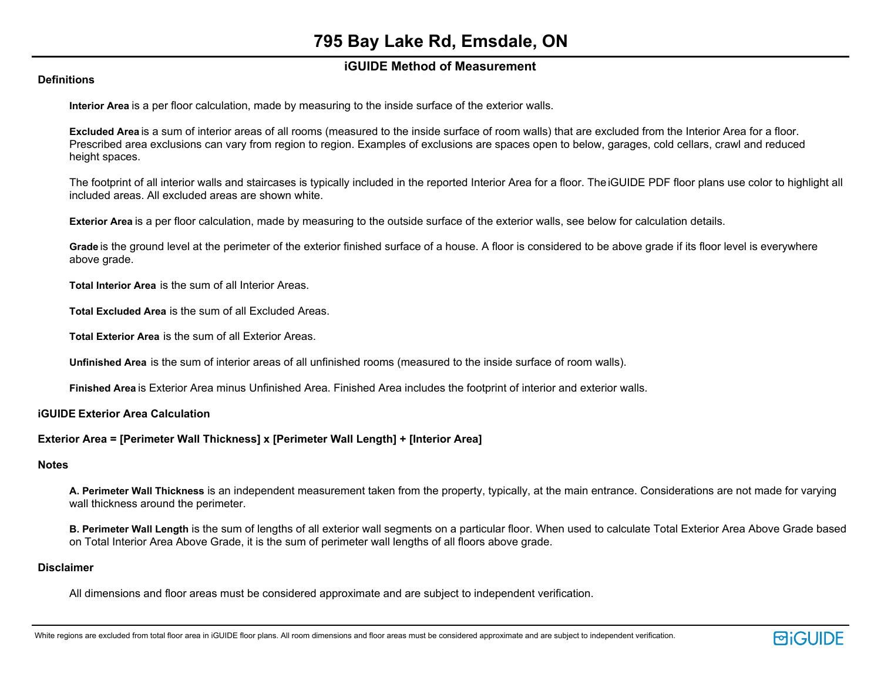# 795 Bay Lake Rd, Emsdale, ON

## iGUIDE Method of Measurement

### Definitions

**Interior Area** is a per floor calculation, made by measuring to the inside surface of the exterior walls.

**Excluded Area** is a sum of interior areas of all rooms (measured to the inside surface of room walls) that are excluded from the Interior Area for a floor. Prescribed area exclusions can vary from region to region. Examples of exclusions are spaces open to below, garages, cold cellars, crawl and reduced height spaces.

The footprint of all interior walls and staircases is typically included in the reported Interior Area for a floor. The iGUIDE PDF floor plans use color to highlight all included areas. All excluded areas are shown white.

**Exterior Area** is a per floor calculation, made by measuring to the outside surface of the exterior walls, see below for calculation details.

**Grade** is the ground level at the perimeter of the exterior finished surface of a house. A floor is considered to be above grade if its floor level is everywhere above grade.

**Total Interior Area** is the sum of all Interior Areas.

**Total Excluded Area** is the sum of all Excluded Areas.

**Total Exterior Area** is the sum of all Exterior Areas.

**Unfinished Area** is the sum of interior areas of all unfinished rooms (measured to the inside surface of room walls).

**Finished Area** is Exterior Area minus Unfinished Area. Finished Area includes the footprint of interior and exterior walls.

### iGUIDE Exterior Area Calculation

**Exterior Area = [Perimeter Wall Thickness] x [Perimeter Wall Length] + [Interior Area]**

### Notes

**A. Perimeter Wall Thickness** is an independent measurement taken from the property, typically, at the main entrance. Considerations are not made for varying wall thickness around the perimeter.

**B. Perimeter Wall Length** is the sum of lengths of all exterior wall segments on a particular floor. When used to calculate Total Exterior Area Above Grade based on Total Interior Area Above Grade, it is the sum of perimeter wall lengths of all floors above grade.

### Disclaimer

All dimensions and floor areas must be considered approximate and are subject to independent verification.